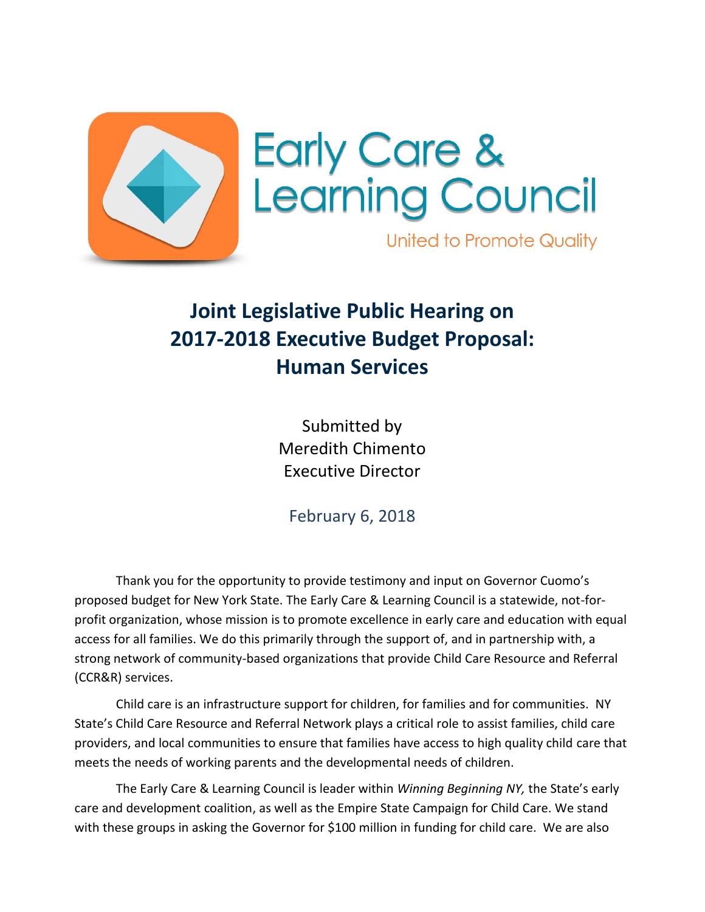Early Care & Learning Council

United to Promote Quality

# Joint Legislative Public Hearing on 2017-2018 Executive Budget Proposal: Human Services

Submitted by
Meredith Chimento
Executive Director

February 6, 2018

Thank you for the opportunity to provide testimony and input on Governor Cuomo's proposed budget for New York State. The Early Care & Learning Council is a statewide, not-for-profit organization, whose mission is to promote excellence in early care and education with equal access for all families. We do this primarily through the support of, and in partnership with, a strong network of community-based organizations that provide Child Care Resource and Referral (CCR&R) services.

Child care is an infrastructure support for children, for families and for communities. NY State's Child Care Resource and Referral Network plays a critical role to assist families, child care providers, and local communities to ensure that families have access to high quality child care that meets the needs of working parents and the developmental needs of children.

The Early Care & Learning Council is leader within *Winning Beginning NY,* the State's early care and development coalition, as well as the Empire State Campaign for Child Care. We stand with these groups in asking the Governor for $100 million in funding for child care. We are also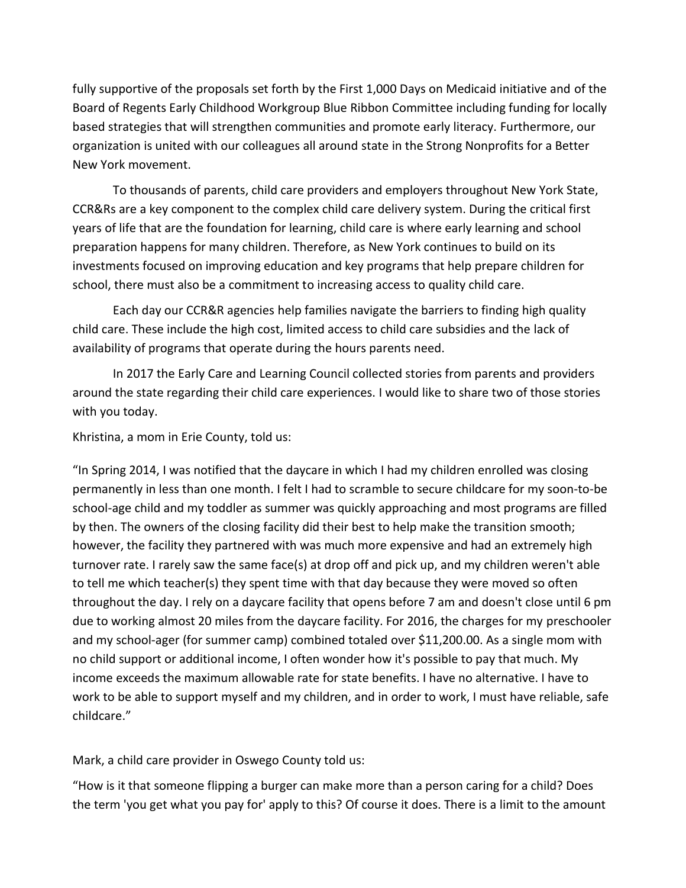fully supportive of the proposals set forth by the First 1,000 Days on Medicaid initiative and of the Board of Regents Early Childhood Workgroup Blue Ribbon Committee including funding for locally based strategies that will strengthen communities and promote early literacy. Furthermore, our organization is united with our colleagues all around state in the Strong Nonprofits for a Better New York movement.

To thousands of parents, child care providers and employers throughout New York State, CCR&Rs are a key component to the complex child care delivery system. During the critical first years of life that are the foundation for learning, child care is where early learning and school preparation happens for many children. Therefore, as New York continues to build on its investments focused on improving education and key programs that help prepare children for school, there must also be a commitment to increasing access to quality child care.

Each day our CCR&R agencies help families navigate the barriers to finding high quality child care. These include the high cost, limited access to child care subsidies and the lack of availability of programs that operate during the hours parents need.

In 2017 the Early Care and Learning Council collected stories from parents and providers around the state regarding their child care experiences. I would like to share two of those stories with you today.

Khristina, a mom in Erie County, told us:

"In Spring 2014, I was notified that the daycare in which I had my children enrolled was closing permanently in less than one month. I felt I had to scramble to secure childcare for my soon-to-be school-age child and my toddler as summer was quickly approaching and most programs are filled by then. The owners of the closing facility did their best to help make the transition smooth; however, the facility they partnered with was much more expensive and had an extremely high turnover rate. I rarely saw the same face(s) at drop off and pick up, and my children weren't able to tell me which teacher(s) they spent time with that day because they were moved so often throughout the day. I rely on a daycare facility that opens before 7 am and doesn't close until 6 pm due to working almost 20 miles from the daycare facility. For 2016, the charges for my preschooler and my school-ager (for summer camp) combined totaled over $11,200.00. As a single mom with no child support or additional income, I often wonder how it's possible to pay that much. My income exceeds the maximum allowable rate for state benefits. I have no alternative. I have to work to be able to support myself and my children, and in order to work, I must have reliable, safe childcare."

Mark, a child care provider in Oswego County told us:

"How is it that someone flipping a burger can make more than a person caring for a child? Does the term 'you get what you pay for' apply to this? Of course it does. There is a limit to the amount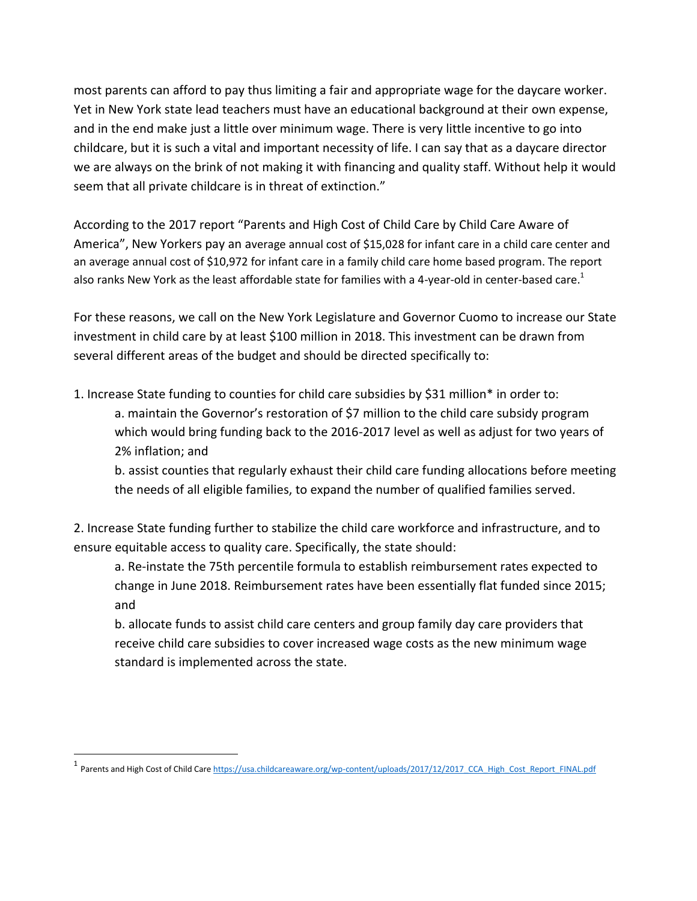most parents can afford to pay thus limiting a fair and appropriate wage for the daycare worker. Yet in New York state lead teachers must have an educational background at their own expense, and in the end make just a little over minimum wage. There is very little incentive to go into childcare, but it is such a vital and important necessity of life. I can say that as a daycare director we are always on the brink of not making it with financing and quality staff. Without help it would seem that all private childcare is in threat of extinction."

According to the 2017 report "Parents and High Cost of Child Care by Child Care Aware of America", New Yorkers pay an average annual cost of $15,028 for infant care in a child care center and an average annual cost of $10,972 for infant care in a family child care home based program. The report also ranks New York as the least affordable state for families with a 4-year-old in center-based care.[1]

For these reasons, we call on the New York Legislature and Governor Cuomo to increase our State investment in child care by at least $100 million in 2018. This investment can be drawn from several different areas of the budget and should be directed specifically to:

1. Increase State funding to counties for child care subsidies by $31 million* in order to:
    a. maintain the Governor's restoration of $7 million to the child care subsidy program which would bring funding back to the 2016-2017 level as well as adjust for two years of 2% inflation; and
    b. assist counties that regularly exhaust their child care funding allocations before meeting the needs of all eligible families, to expand the number of qualified families served.

2. Increase State funding further to stabilize the child care workforce and infrastructure, and to ensure equitable access to quality care. Specifically, the state should:
    a. Re-instate the 75th percentile formula to establish reimbursement rates expected to change in June 2018. Reimbursement rates have been essentially flat funded since 2015; and
    b. allocate funds to assist child care centers and group family day care providers that receive child care subsidies to cover increased wage costs as the new minimum wage standard is implemented across the state.

---

[1] Parents and High Cost of Child Care https://usa.childcareaware.org/wp-content/uploads/2017/12/2017_CCA_High_Cost_Report_FINAL.pdf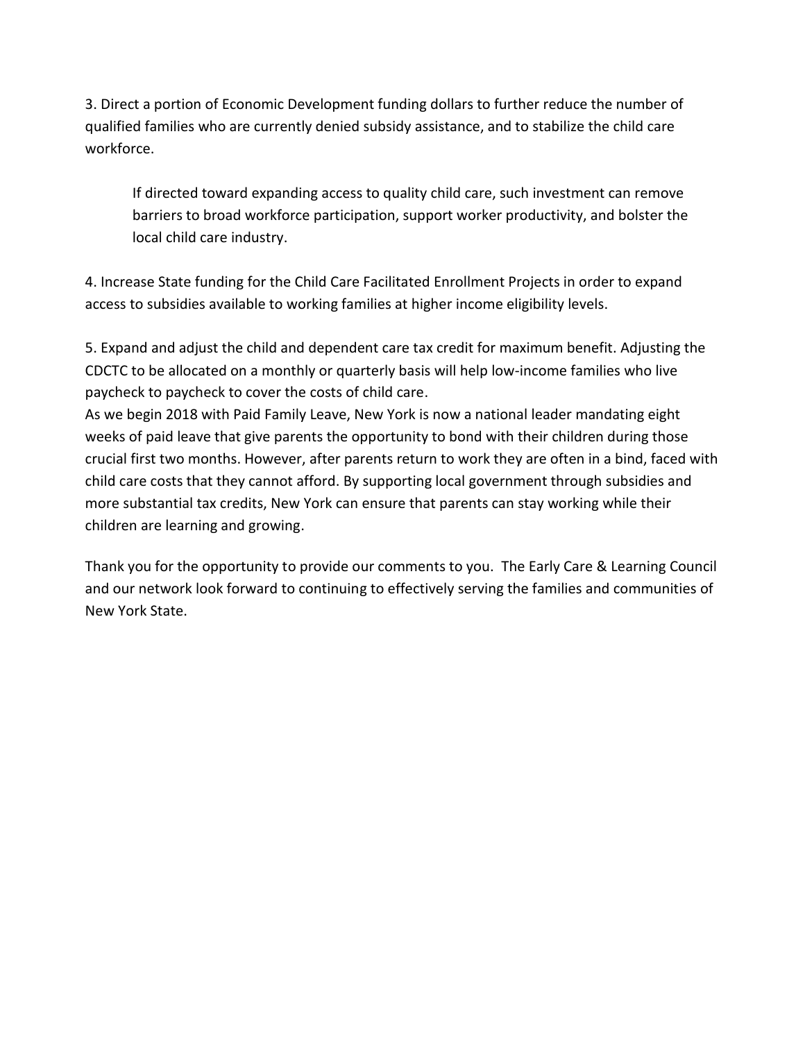3. Direct a portion of Economic Development funding dollars to further reduce the number of qualified families who are currently denied subsidy assistance, and to stabilize the child care workforce.

> If directed toward expanding access to quality child care, such investment can remove barriers to broad workforce participation, support worker productivity, and bolster the local child care industry.

4. Increase State funding for the Child Care Facilitated Enrollment Projects in order to expand access to subsidies available to working families at higher income eligibility levels.

5. Expand and adjust the child and dependent care tax credit for maximum benefit. Adjusting the CDCTC to be allocated on a monthly or quarterly basis will help low-income families who live paycheck to paycheck to cover the costs of child care.

As we begin 2018 with Paid Family Leave, New York is now a national leader mandating eight weeks of paid leave that give parents the opportunity to bond with their children during those crucial first two months. However, after parents return to work they are often in a bind, faced with child care costs that they cannot afford. By supporting local government through subsidies and more substantial tax credits, New York can ensure that parents can stay working while their children are learning and growing.

Thank you for the opportunity to provide our comments to you. The Early Care & Learning Council and our network look forward to continuing to effectively serving the families and communities of New York State.